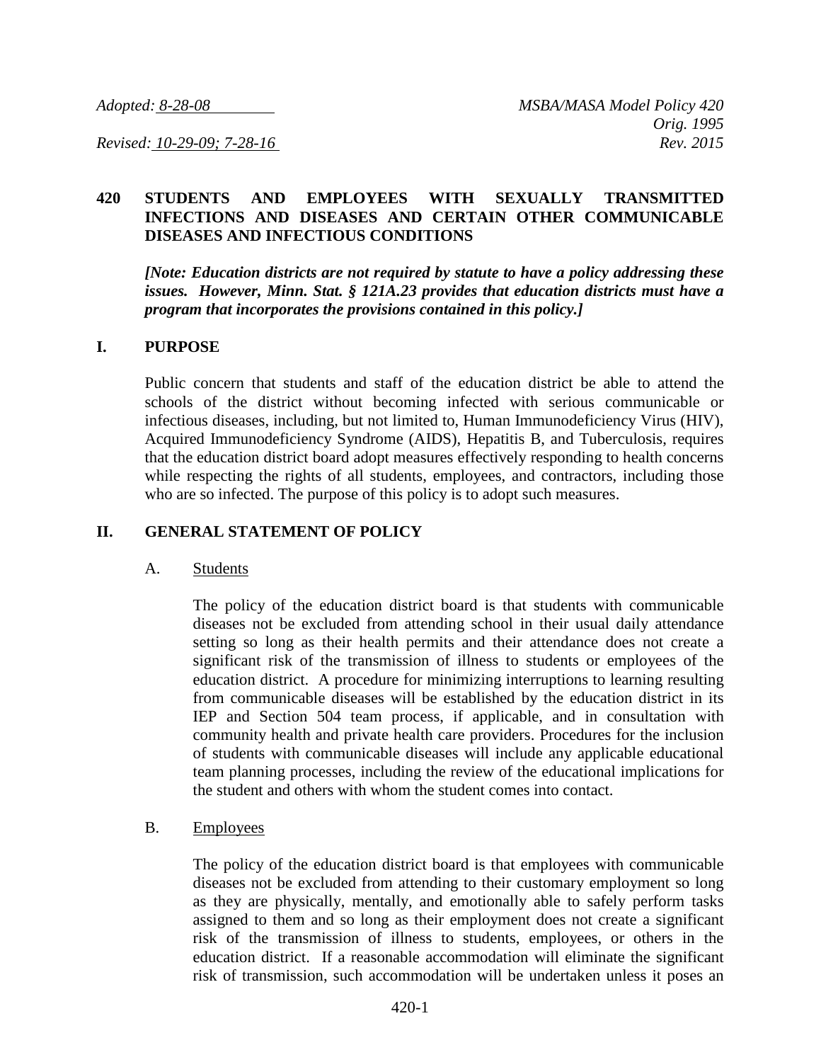*Adopted: 8-28-08* *MSBA/MASA Model Policy 420*
*Orig. 1995*
*Revised: 10-29-09; 7-28-16* *Rev. 2015*

# 420 STUDENTS AND EMPLOYEES WITH SEXUALLY TRANSMITTED INFECTIONS AND DISEASES AND CERTAIN OTHER COMMUNICABLE DISEASES AND INFECTIOUS CONDITIONS

***[Note: Education districts are not required by statute to have a policy addressing these issues. However, Minn. Stat. § 121A.23 provides that education districts must have a program that incorporates the provisions contained in this policy.]***

## I. PURPOSE

Public concern that students and staff of the education district be able to attend the schools of the district without becoming infected with serious communicable or infectious diseases, including, but not limited to, Human Immunodeficiency Virus (HIV), Acquired Immunodeficiency Syndrome (AIDS), Hepatitis B, and Tuberculosis, requires that the education district board adopt measures effectively responding to health concerns while respecting the rights of all students, employees, and contractors, including those who are so infected. The purpose of this policy is to adopt such measures.

## II. GENERAL STATEMENT OF POLICY

### A. Students

The policy of the education district board is that students with communicable diseases not be excluded from attending school in their usual daily attendance setting so long as their health permits and their attendance does not create a significant risk of the transmission of illness to students or employees of the education district. A procedure for minimizing interruptions to learning resulting from communicable diseases will be established by the education district in its IEP and Section 504 team process, if applicable, and in consultation with community health and private health care providers. Procedures for the inclusion of students with communicable diseases will include any applicable educational team planning processes, including the review of the educational implications for the student and others with whom the student comes into contact.

### B. Employees

The policy of the education district board is that employees with communicable diseases not be excluded from attending to their customary employment so long as they are physically, mentally, and emotionally able to safely perform tasks assigned to them and so long as their employment does not create a significant risk of the transmission of illness to students, employees, or others in the education district. If a reasonable accommodation will eliminate the significant risk of transmission, such accommodation will be undertaken unless it poses an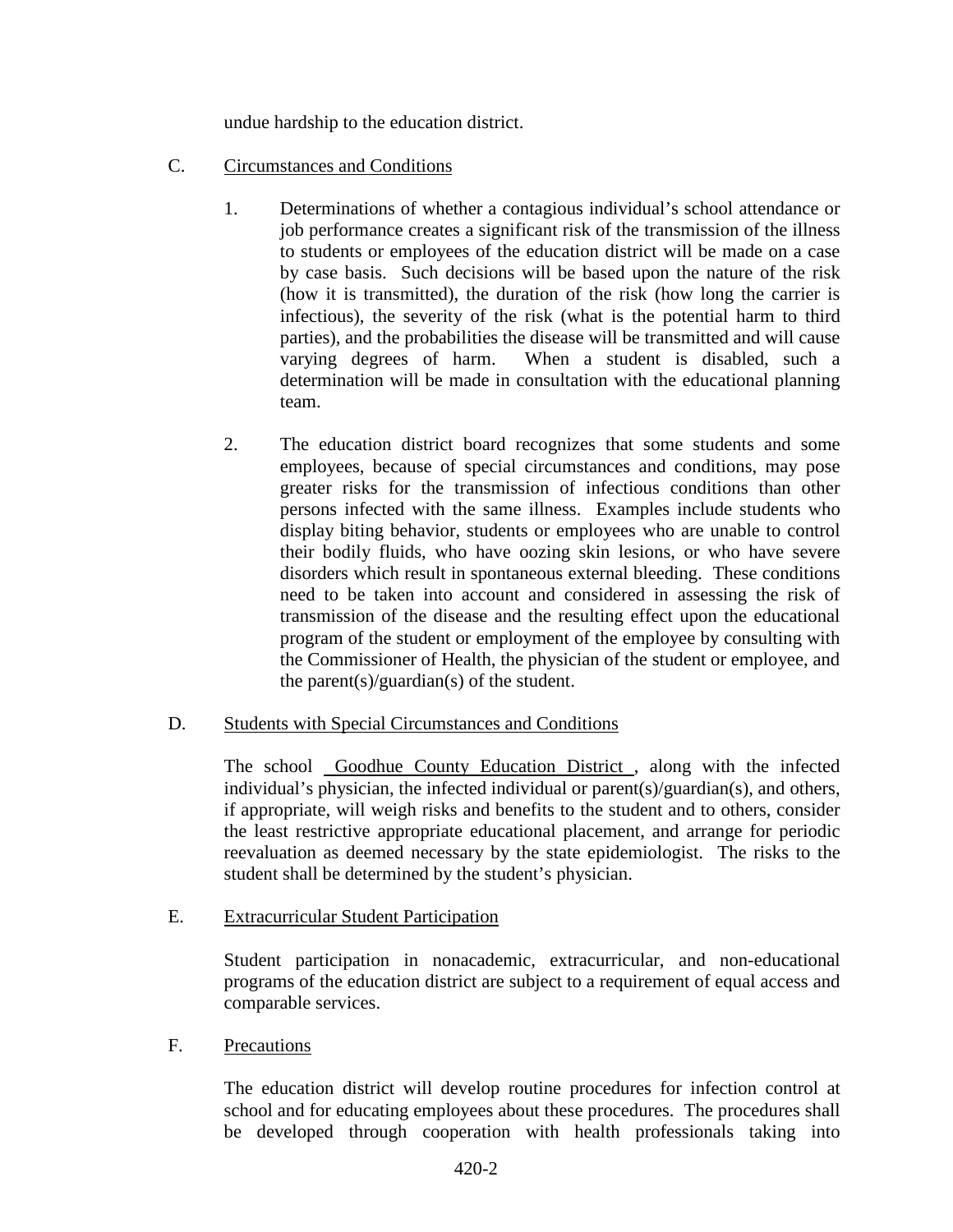undue hardship to the education district.

C. Circumstances and Conditions

1. Determinations of whether a contagious individual's school attendance or job performance creates a significant risk of the transmission of the illness to students or employees of the education district will be made on a case by case basis. Such decisions will be based upon the nature of the risk (how it is transmitted), the duration of the risk (how long the carrier is infectious), the severity of the risk (what is the potential harm to third parties), and the probabilities the disease will be transmitted and will cause varying degrees of harm. When a student is disabled, such a determination will be made in consultation with the educational planning team.

2. The education district board recognizes that some students and some employees, because of special circumstances and conditions, may pose greater risks for the transmission of infectious conditions than other persons infected with the same illness. Examples include students who display biting behavior, students or employees who are unable to control their bodily fluids, who have oozing skin lesions, or who have severe disorders which result in spontaneous external bleeding. These conditions need to be taken into account and considered in assessing the risk of transmission of the disease and the resulting effect upon the educational program of the student or employment of the employee by consulting with the Commissioner of Health, the physician of the student or employee, and the parent(s)/guardian(s) of the student.

D. Students with Special Circumstances and Conditions

The school Goodhue County Education District, along with the infected individual's physician, the infected individual or parent(s)/guardian(s), and others, if appropriate, will weigh risks and benefits to the student and to others, consider the least restrictive appropriate educational placement, and arrange for periodic reevaluation as deemed necessary by the state epidemiologist. The risks to the student shall be determined by the student's physician.

E. Extracurricular Student Participation

Student participation in nonacademic, extracurricular, and non-educational programs of the education district are subject to a requirement of equal access and comparable services.

F. Precautions

The education district will develop routine procedures for infection control at school and for educating employees about these procedures. The procedures shall be developed through cooperation with health professionals taking into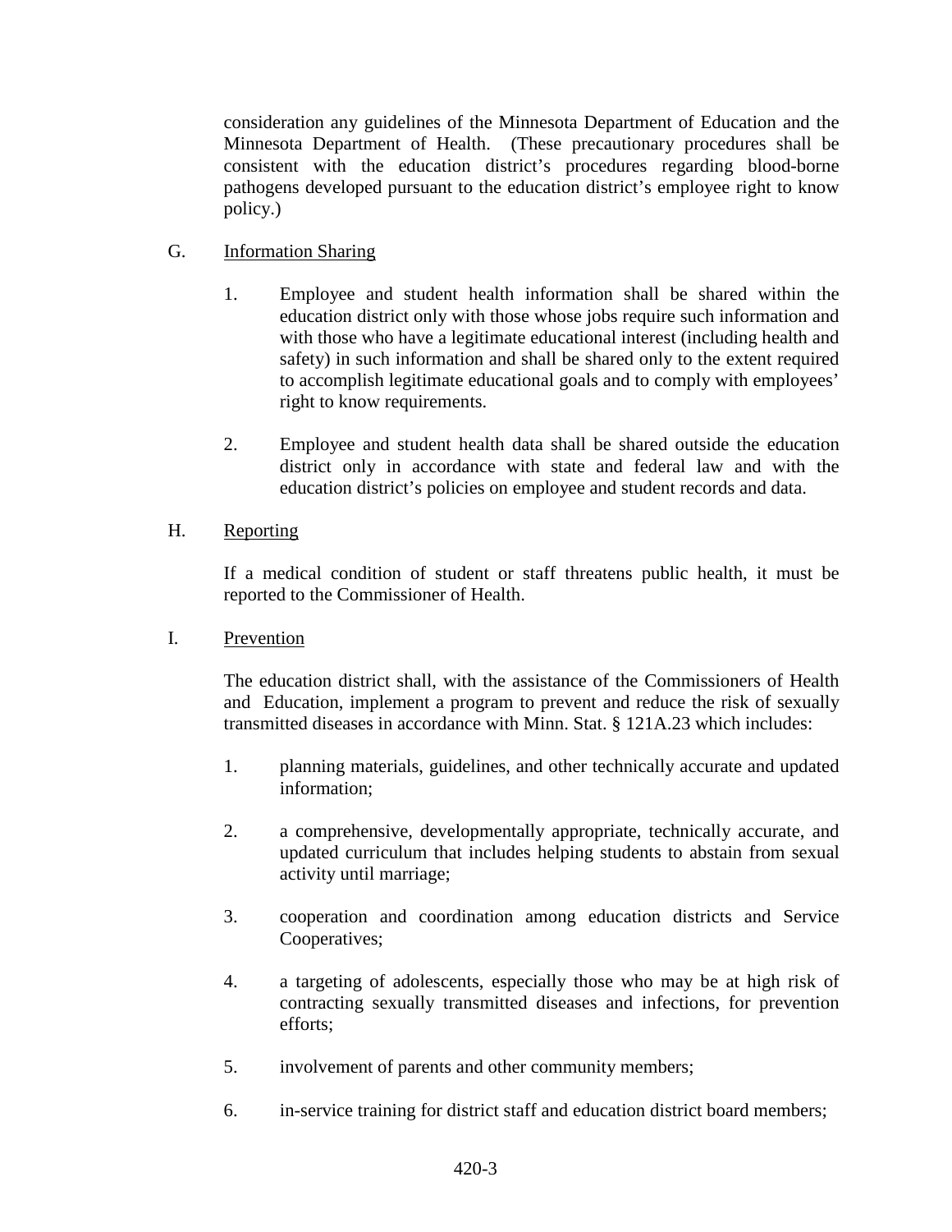consideration any guidelines of the Minnesota Department of Education and the Minnesota Department of Health. (These precautionary procedures shall be consistent with the education district's procedures regarding blood-borne pathogens developed pursuant to the education district's employee right to know policy.)

G. Information Sharing

1. Employee and student health information shall be shared within the education district only with those whose jobs require such information and with those who have a legitimate educational interest (including health and safety) in such information and shall be shared only to the extent required to accomplish legitimate educational goals and to comply with employees' right to know requirements.

2. Employee and student health data shall be shared outside the education district only in accordance with state and federal law and with the education district's policies on employee and student records and data.

H. Reporting

If a medical condition of student or staff threatens public health, it must be reported to the Commissioner of Health.

I. Prevention

The education district shall, with the assistance of the Commissioners of Health and Education, implement a program to prevent and reduce the risk of sexually transmitted diseases in accordance with Minn. Stat. § 121A.23 which includes:

1. planning materials, guidelines, and other technically accurate and updated information;

2. a comprehensive, developmentally appropriate, technically accurate, and updated curriculum that includes helping students to abstain from sexual activity until marriage;

3. cooperation and coordination among education districts and Service Cooperatives;

4. a targeting of adolescents, especially those who may be at high risk of contracting sexually transmitted diseases and infections, for prevention efforts;

5. involvement of parents and other community members;

6. in-service training for district staff and education district board members;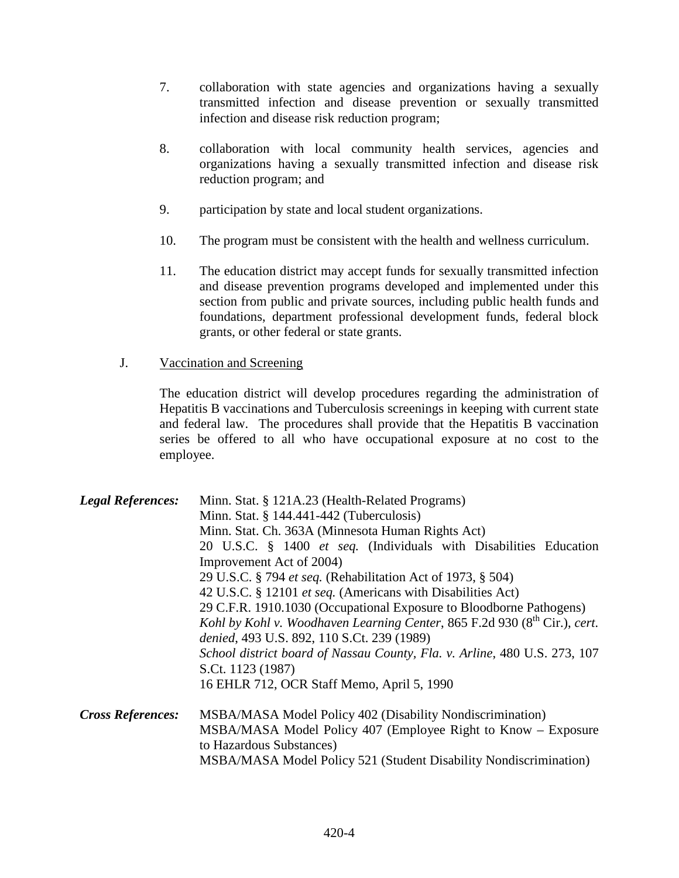7. collaboration with state agencies and organizations having a sexually transmitted infection and disease prevention or sexually transmitted infection and disease risk reduction program;

8. collaboration with local community health services, agencies and organizations having a sexually transmitted infection and disease risk reduction program; and

9. participation by state and local student organizations.

10. The program must be consistent with the health and wellness curriculum.

11. The education district may accept funds for sexually transmitted infection and disease prevention programs developed and implemented under this section from public and private sources, including public health funds and foundations, department professional development funds, federal block grants, or other federal or state grants.

J. Vaccination and Screening

The education district will develop procedures regarding the administration of Hepatitis B vaccinations and Tuberculosis screenings in keeping with current state and federal law. The procedures shall provide that the Hepatitis B vaccination series be offered to all who have occupational exposure at no cost to the employee.

***Legal References:***

Minn. Stat. § 121A.23 (Health-Related Programs)
Minn. Stat. § 144.441-442 (Tuberculosis)
Minn. Stat. Ch. 363A (Minnesota Human Rights Act)
20 U.S.C. § 1400 *et seq.* (Individuals with Disabilities Education Improvement Act of 2004)
29 U.S.C. § 794 *et seq.* (Rehabilitation Act of 1973, § 504)
42 U.S.C. § 12101 *et seq.* (Americans with Disabilities Act)
29 C.F.R. 1910.1030 (Occupational Exposure to Bloodborne Pathogens)
*Kohl by Kohl v. Woodhaven Learning Center*, 865 F.2d 930 (8th Cir.), *cert. denied*, 493 U.S. 892, 110 S.Ct. 239 (1989)
*School district board of Nassau County, Fla. v. Arline*, 480 U.S. 273, 107 S.Ct. 1123 (1987)
16 EHLR 712, OCR Staff Memo, April 5, 1990

***Cross References:***

MSBA/MASA Model Policy 402 (Disability Nondiscrimination)
MSBA/MASA Model Policy 407 (Employee Right to Know – Exposure to Hazardous Substances)
MSBA/MASA Model Policy 521 (Student Disability Nondiscrimination)